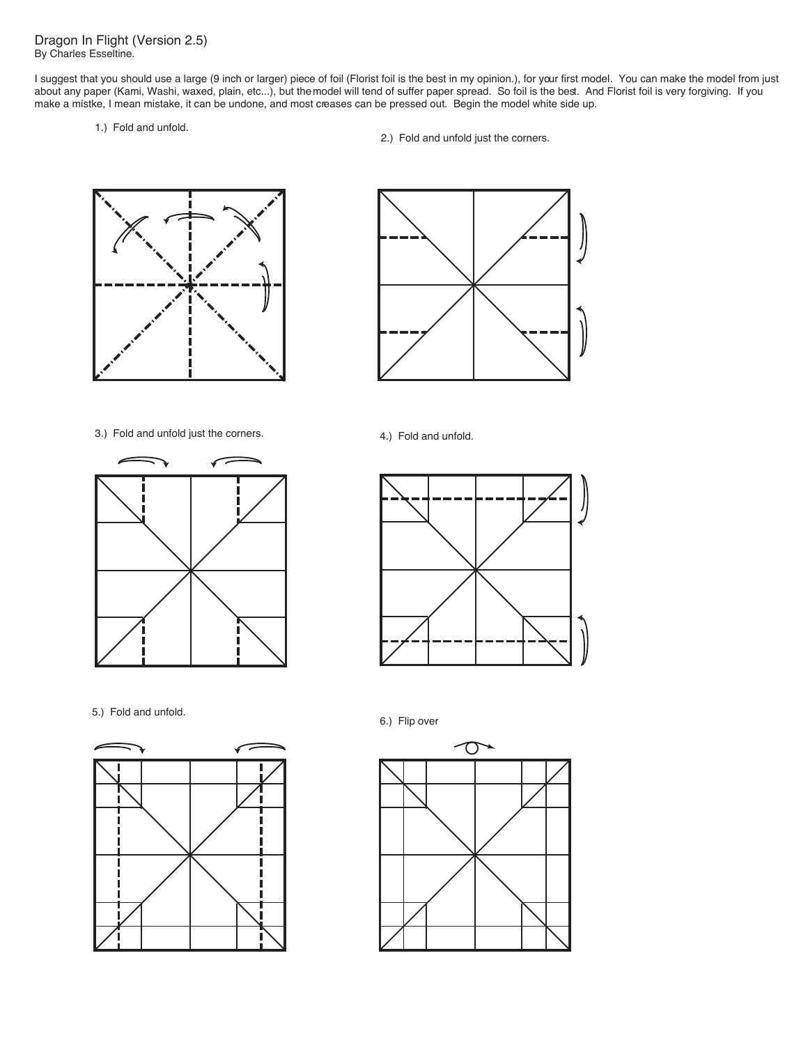# Dragon In Flight (Version 2.5)

By Charles Esseltine.

I suggest that you should use a large (9 inch or larger) piece of foil (Florist foil is the best in my opinion.), for your first model. You can make the model from just about any paper (Kami, Washi, waxed, plain, etc...), but the model will tend of suffer paper spread. So foil is the best. And Florist foil is very forgiving. If you make a mistke, I mean mistake, it can be undone, and most creases can be pressed out. Begin the model white side up.

1.) Fold and unfold.

2.) Fold and unfold just the corners.

3.) Fold and unfold just the corners.

4.) Fold and unfold.

5.) Fold and unfold.

6.) Flip over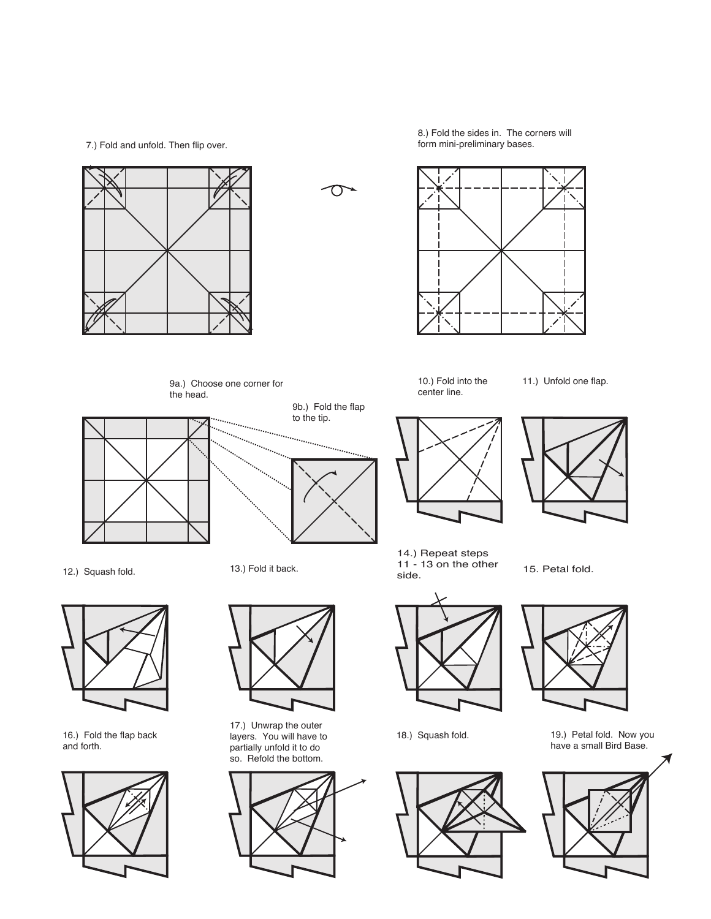7.) Fold and unfold. Then flip over.

8.) Fold the sides in. The corners will form mini-preliminary bases.

9a.) Choose one corner for the head.

9b.) Fold the flap to the tip.

10.) Fold into the center line.

11.) Unfold one flap.

12.) Squash fold.

13.) Fold it back.

14.) Repeat steps 11 - 13 on the other side.

15. Petal fold.

16.) Fold the flap back and forth.

17.) Unwrap the outer layers. You will have to partially unfold it to do so. Refold the bottom.

18.) Squash fold.

19.) Petal fold. Now you have a small Bird Base.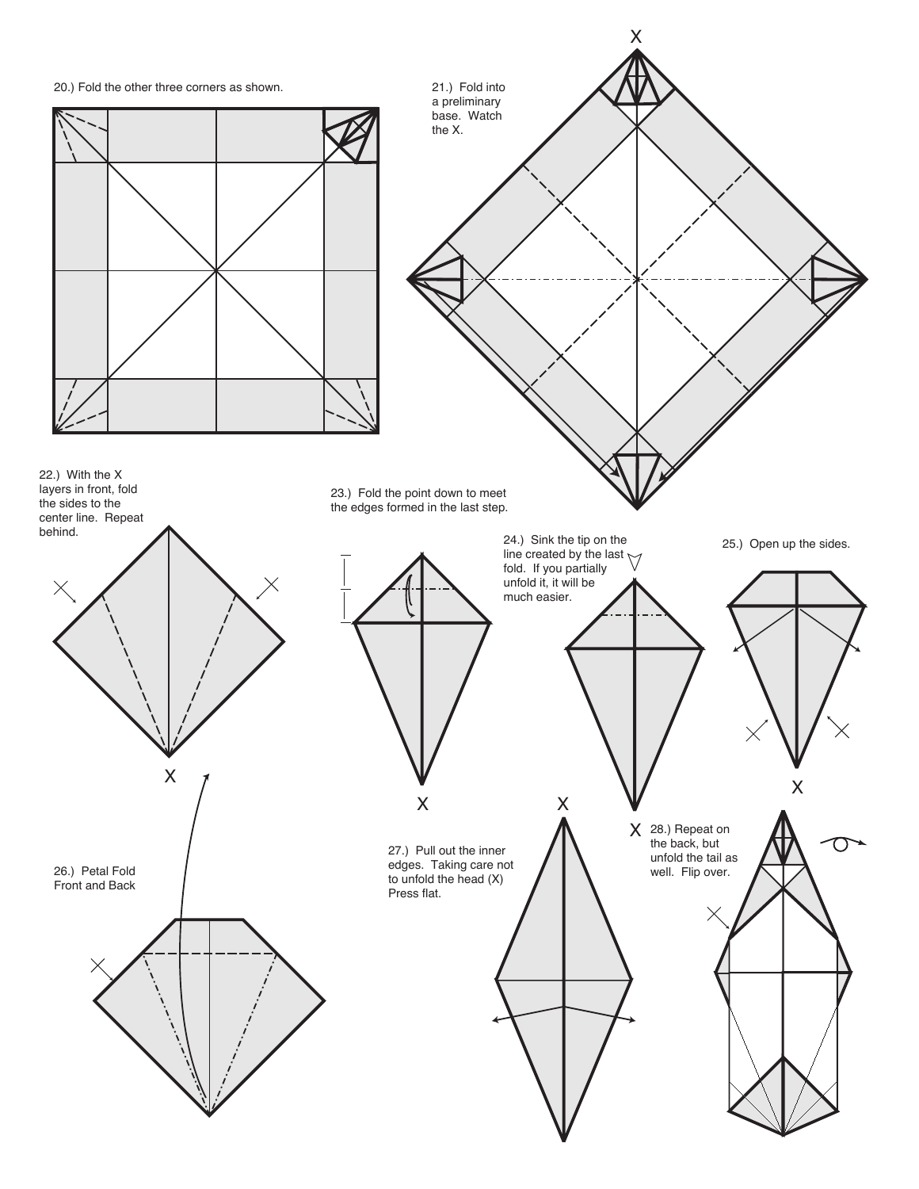20.) Fold the other three corners as shown.

21.) Fold into a preliminary base. Watch the X.

X

22.) With the X layers in front, fold the sides to the center line. Repeat behind.

X

23.) Fold the point down to meet the edges formed in the last step.

X

24.) Sink the tip on the line created by the last fold. If you partially unfold it, it will be much easier.

X

25.) Open up the sides.

X

26.) Petal Fold Front and Back

27.) Pull out the inner edges. Taking care not to unfold the head (X) Press flat.

X

28.) Repeat on the back, but unfold the tail as well. Flip over.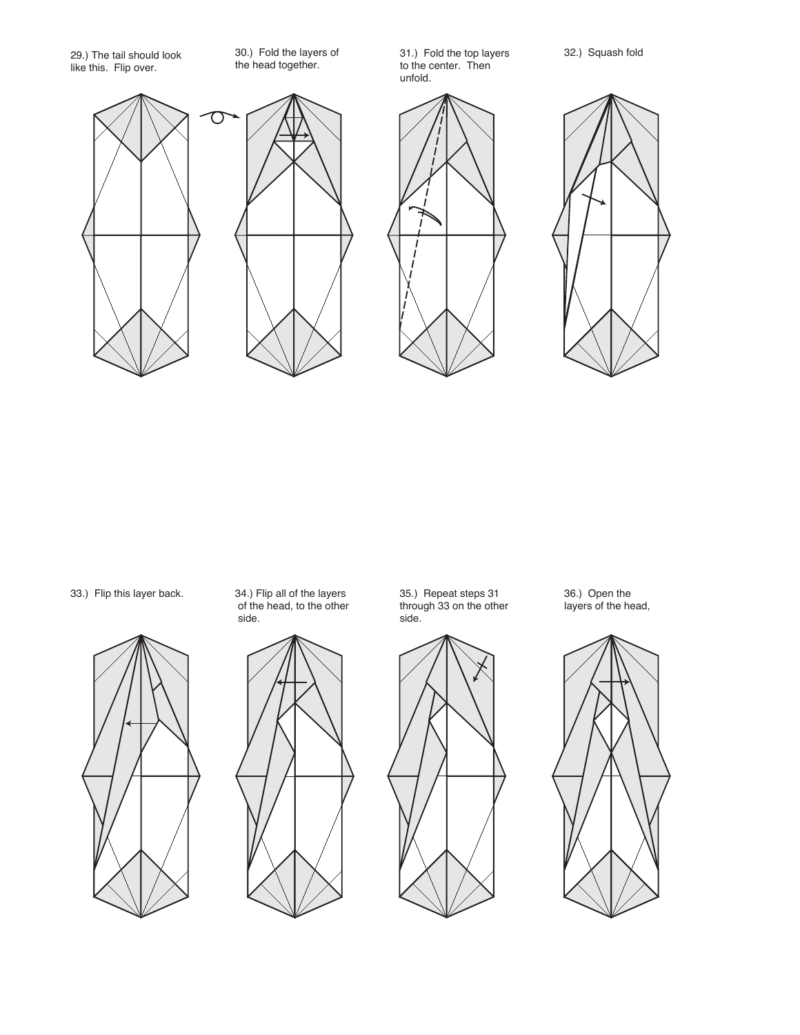29.) The tail should look like this. Flip over.

30.) Fold the layers of the head together.

31.) Fold the top layers to the center. Then unfold.

32.) Squash fold

33.) Flip this layer back.

34.) Flip all of the layers of the head, to the other side.

35.) Repeat steps 31 through 33 on the other side.

36.) Open the layers of the head,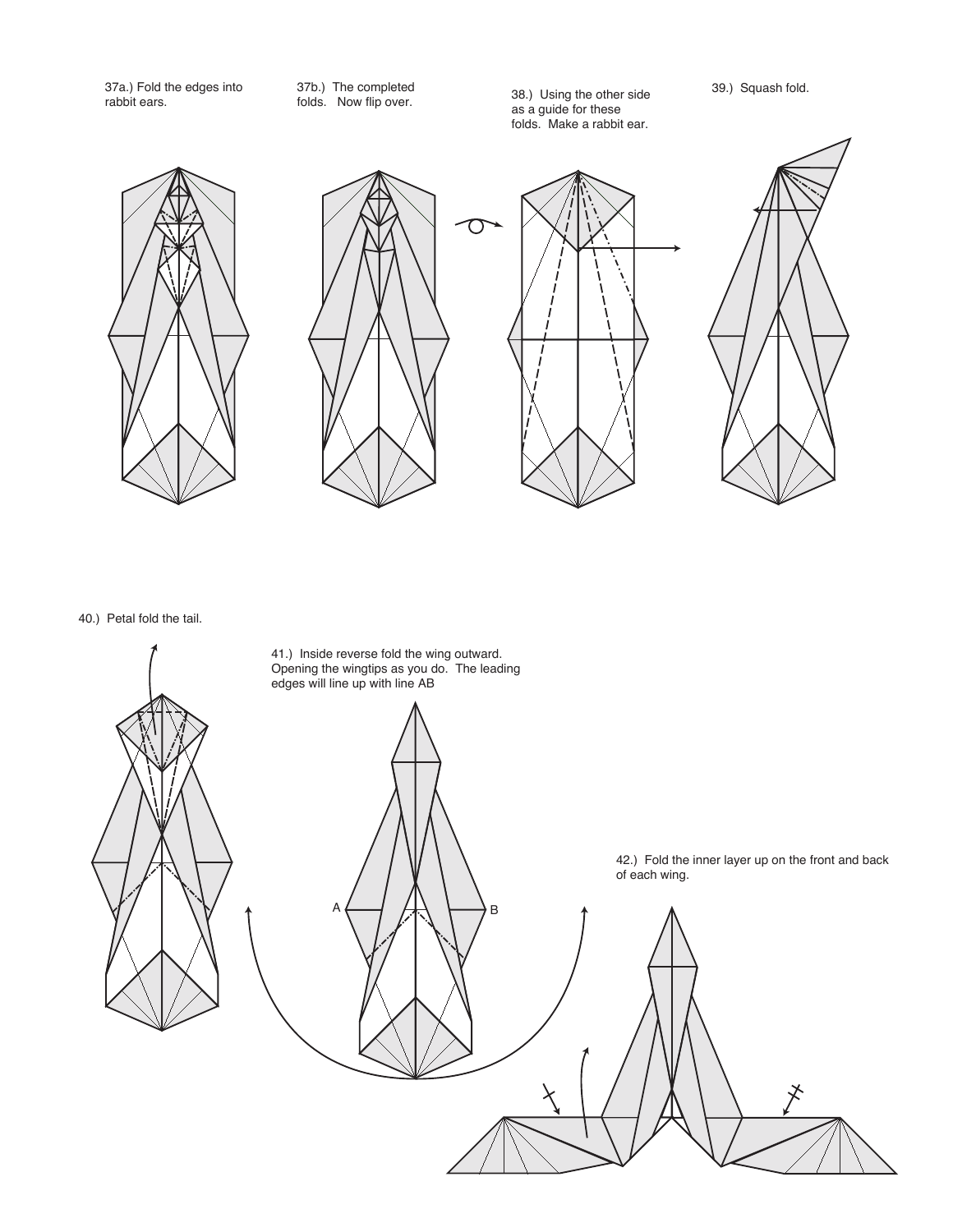37a.) Fold the edges into rabbit ears.

37b.) The completed folds. Now flip over.

38.) Using the other side as a guide for these folds. Make a rabbit ear.

39.) Squash fold.

40.) Petal fold the tail.

41.) Inside reverse fold the wing outward. Opening the wingtips as you do. The leading edges will line up with line AB

A B

42.) Fold the inner layer up on the front and back of each wing.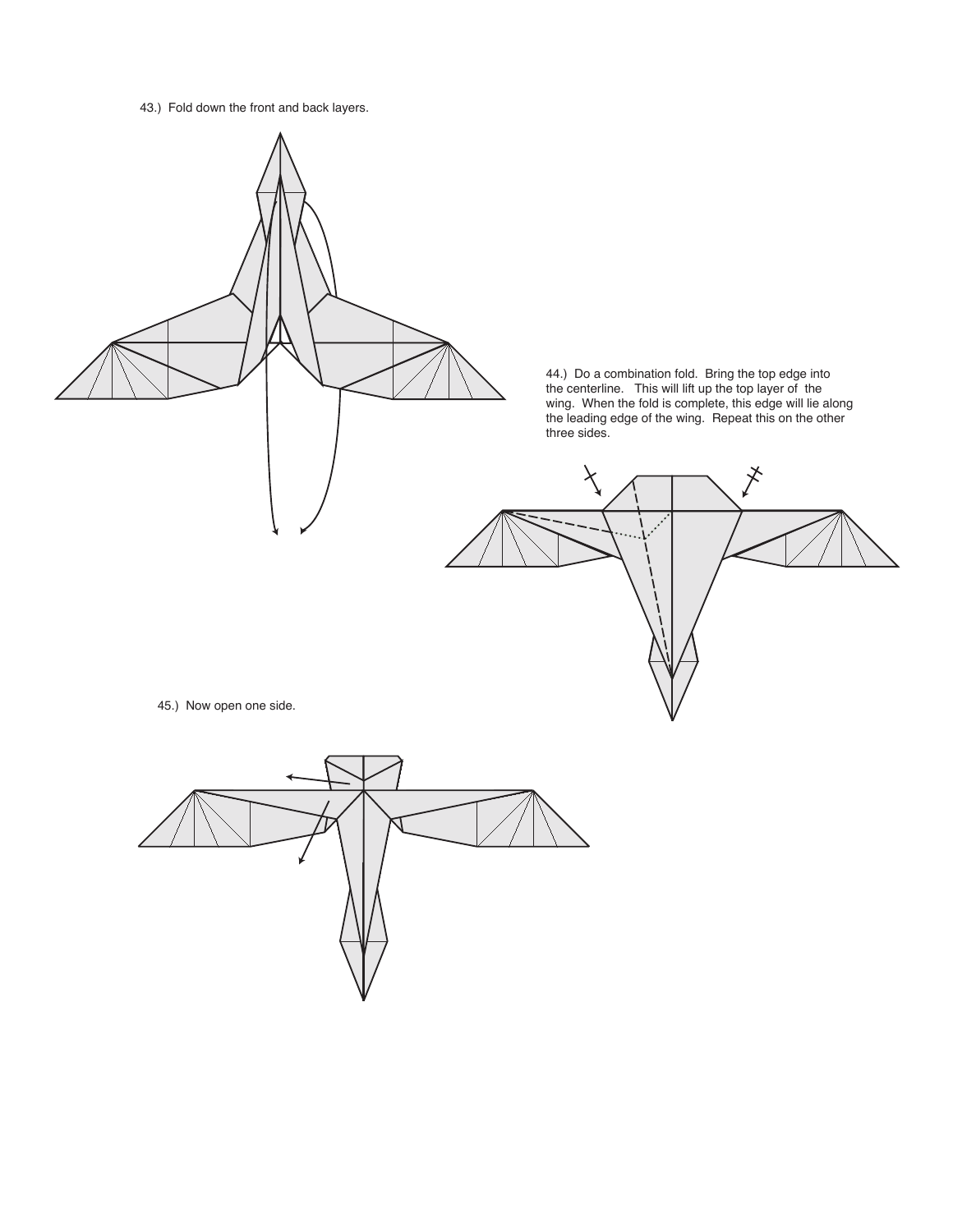43.) Fold down the front and back layers.

44.) Do a combination fold. Bring the top edge into the centerline. This will lift up the top layer of the wing. When the fold is complete, this edge will lie along the leading edge of the wing. Repeat this on the other three sides.

45.) Now open one side.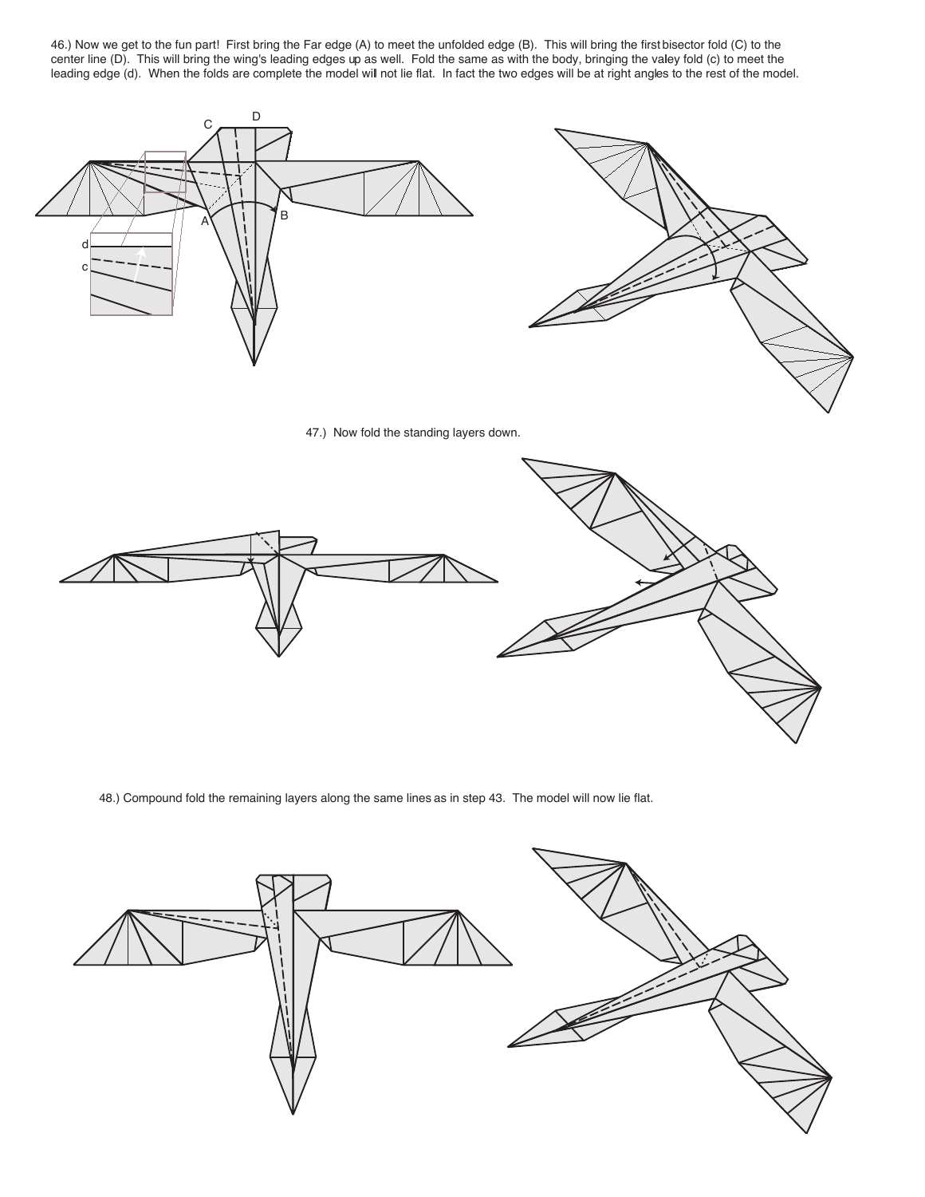46.) Now we get to the fun part! First bring the Far edge (A) to meet the unfolded edge (B). This will bring the first bisector fold (C) to the center line (D). This will bring the wing's leading edges up as well. Fold the same as with the body, bringing the valley fold (c) to meet the leading edge (d). When the folds are complete the model will not lie flat. In fact the two edges will be at right angles to the rest of the model.

47.) Now fold the standing layers down.

48.) Compound fold the remaining layers along the same lines as in step 43. The model will now lie flat.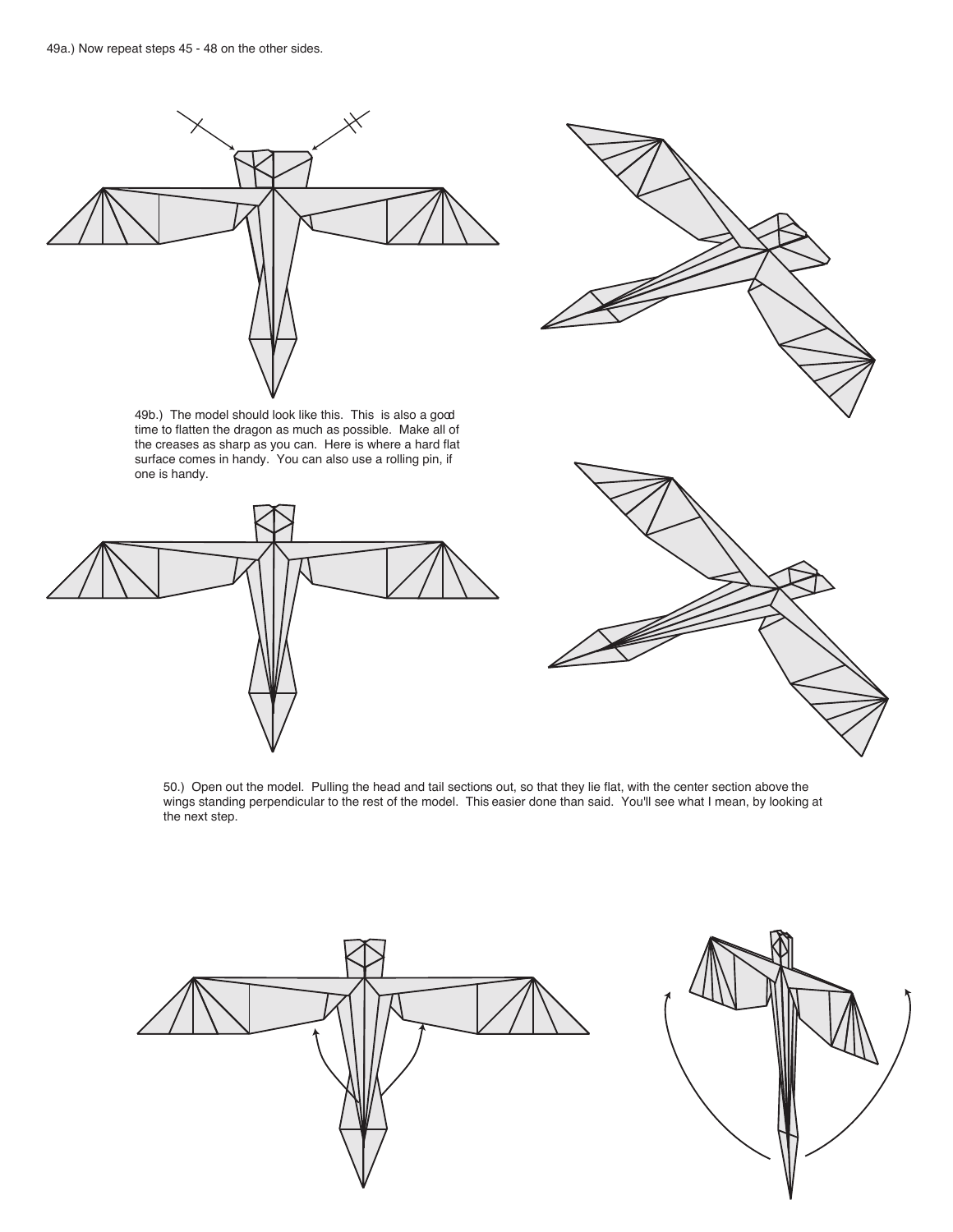49a.) Now repeat steps 45 - 48 on the other sides.

49b.) The model should look like this. This is also a good time to flatten the dragon as much as possible. Make all of the creases as sharp as you can. Here is where a hard flat surface comes in handy. You can also use a rolling pin, if one is handy.

50.) Open out the model. Pulling the head and tail sections out, so that they lie flat, with the center section above the wings standing perpendicular to the rest of the model. This easier done than said. You'll see what I mean, by looking at the next step.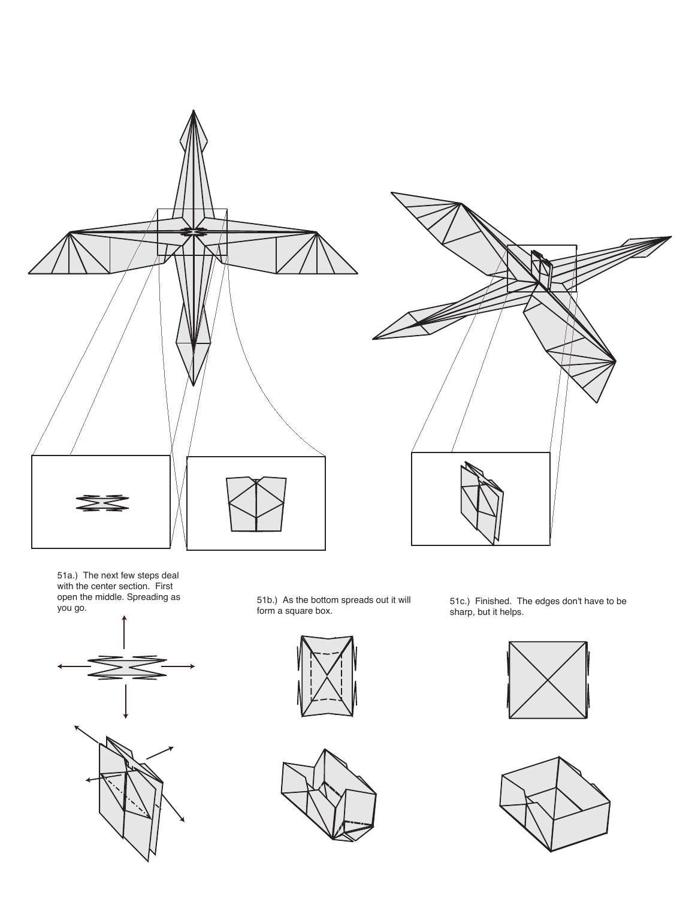51a.) The next few steps deal with the center section. First open the middle. Spreading as you go.

51b.) As the bottom spreads out it will form a square box.

51c.) Finished. The edges don't have to be sharp, but it helps.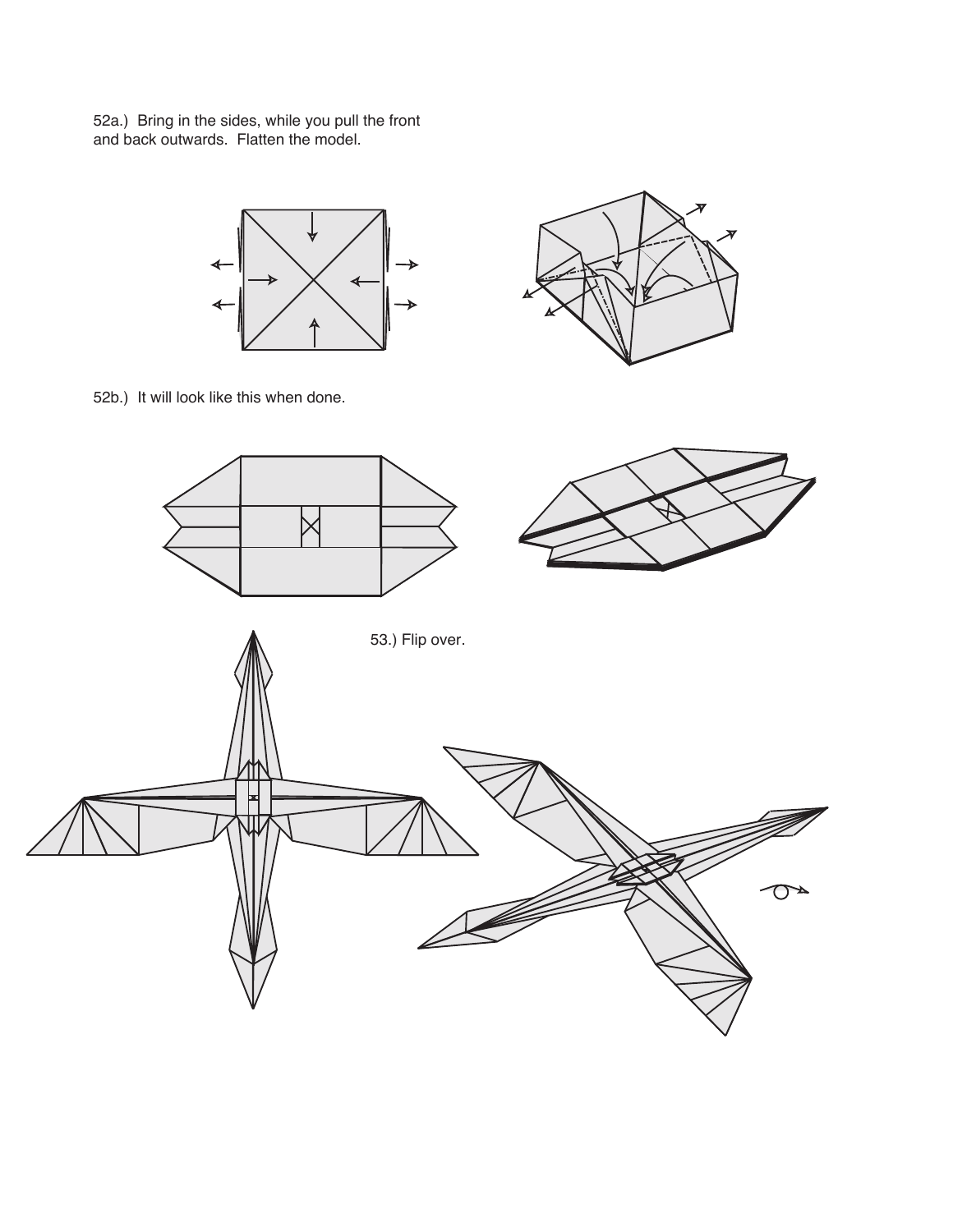52a.) Bring in the sides, while you pull the front and back outwards. Flatten the model.

52b.) It will look like this when done.

53.) Flip over.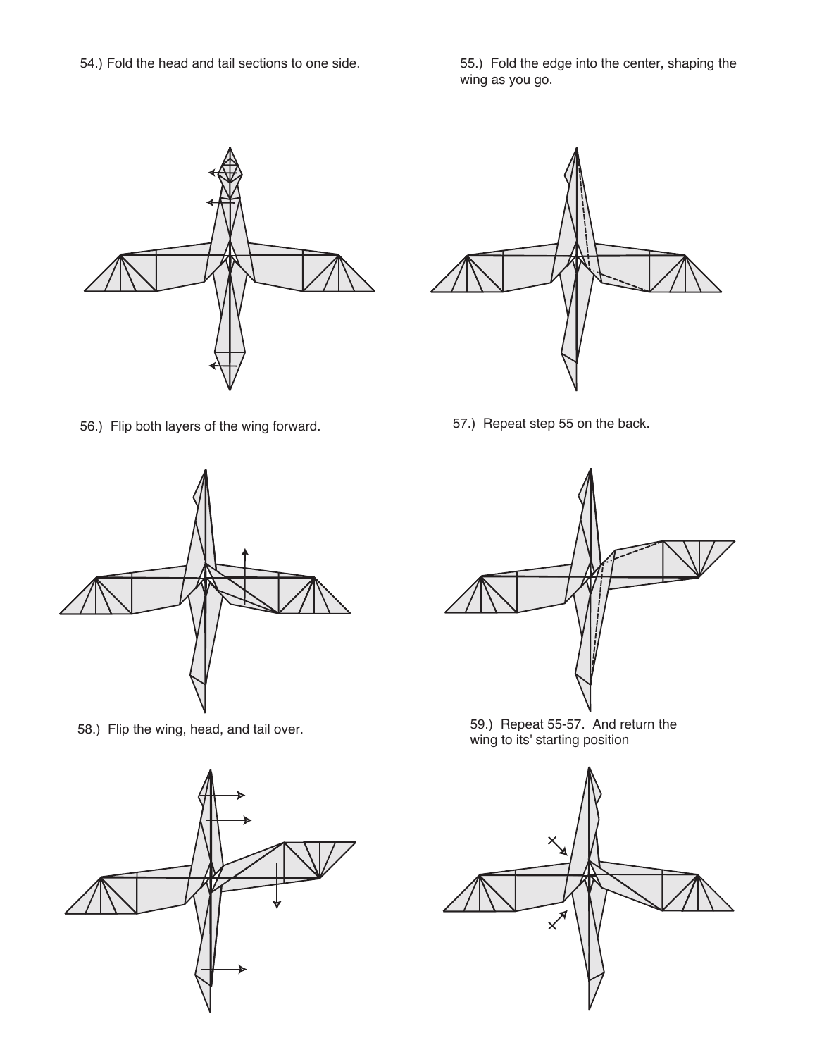54.) Fold the head and tail sections to one side.

55.) Fold the edge into the center, shaping the wing as you go.

56.) Flip both layers of the wing forward.

57.) Repeat step 55 on the back.

58.) Flip the wing, head, and tail over.

59.) Repeat 55-57. And return the wing to its' starting position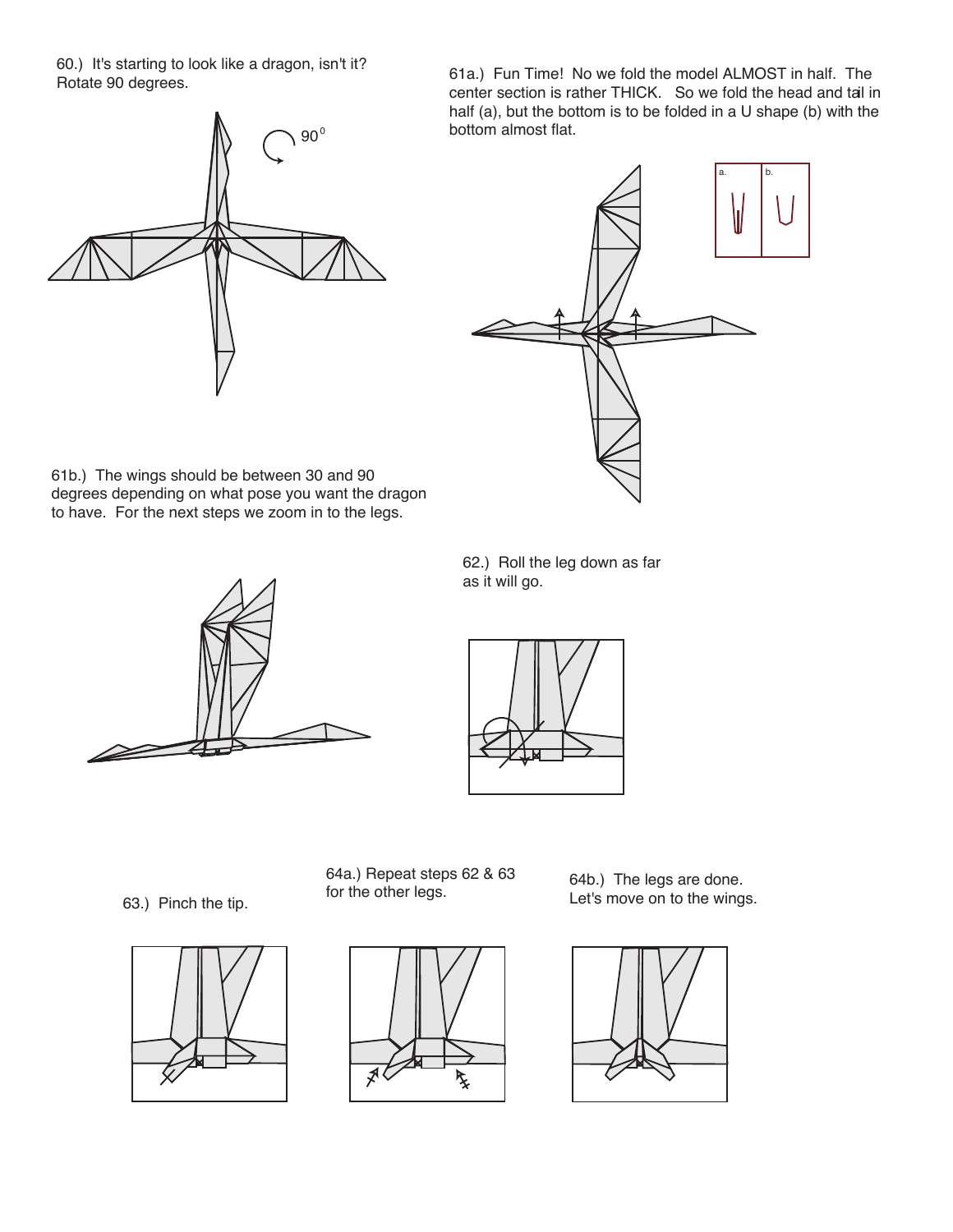60.) It's starting to look like a dragon, isn't it? Rotate 90 degrees.

61a.) Fun Time! No we fold the model ALMOST in half. The center section is rather THICK. So we fold the head and tail in half (a), but the bottom is to be folded in a U shape (b) with the bottom almost flat.

61b.) The wings should be between 30 and 90 degrees depending on what pose you want the dragon to have. For the next steps we zoom in to the legs.

62.) Roll the leg down as far as it will go.

63.) Pinch the tip.

64a.) Repeat steps 62 & 63 for the other legs.

64b.) The legs are done. Let's move on to the wings.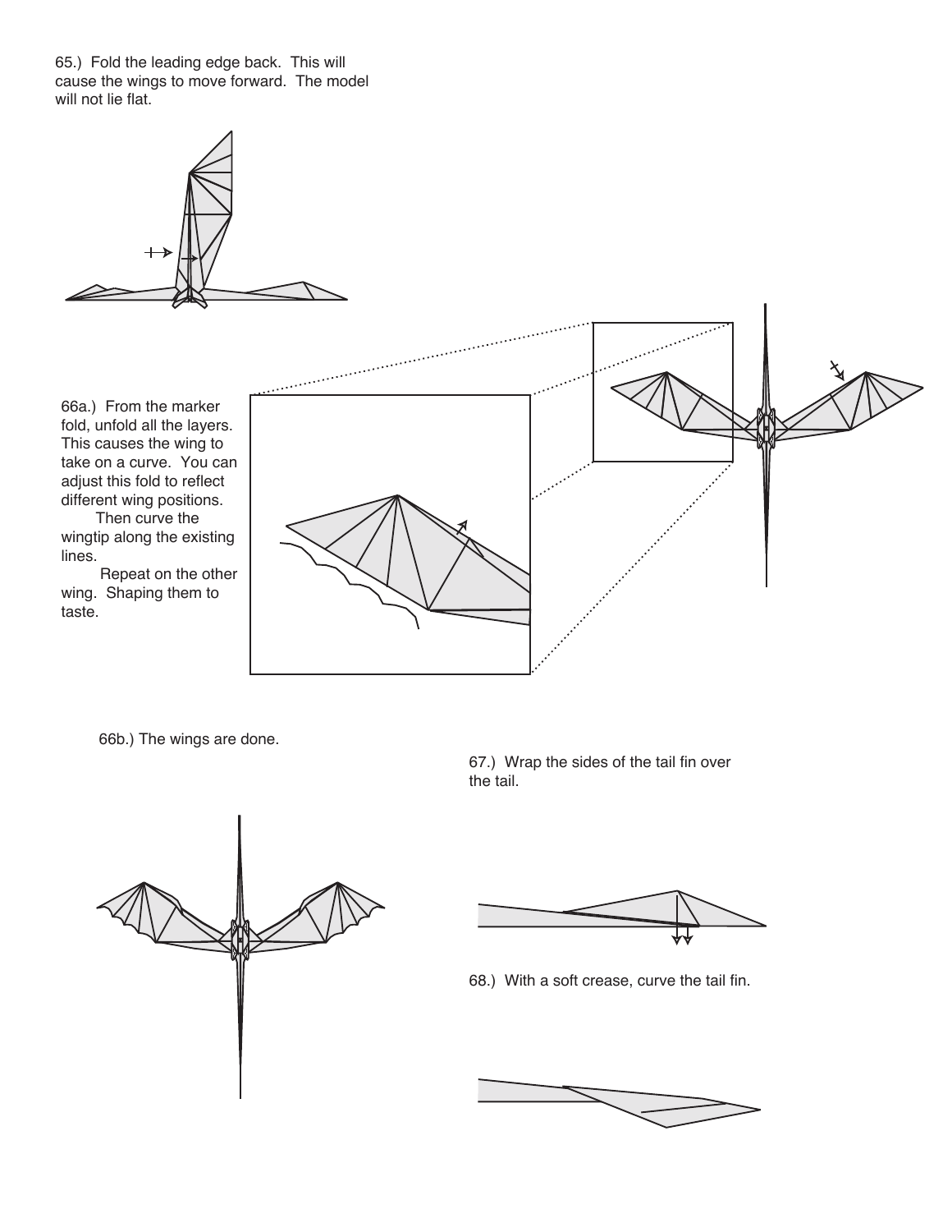65.) Fold the leading edge back. This will cause the wings to move forward. The model will not lie flat.

66a.) From the marker fold, unfold all the layers. This causes the wing to take on a curve. You can adjust this fold to reflect different wing positions.

Then curve the wingtip along the existing lines.

Repeat on the other wing. Shaping them to taste.

66b.) The wings are done.

67.) Wrap the sides of the tail fin over the tail.

68.) With a soft crease, curve the tail fin.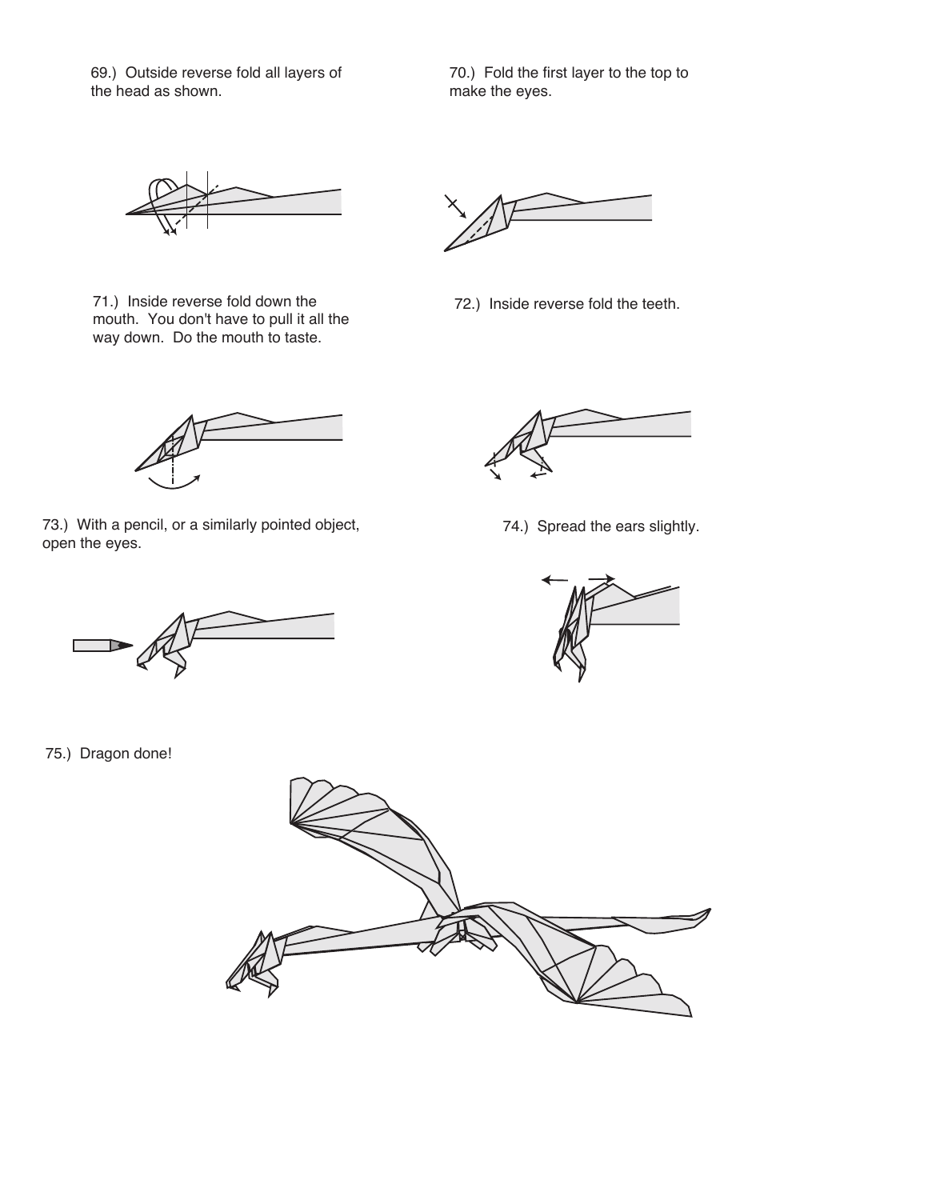69.) Outside reverse fold all layers of the head as shown.

70.) Fold the first layer to the top to make the eyes.

71.) Inside reverse fold down the mouth. You don't have to pull it all the way down. Do the mouth to taste.

72.) Inside reverse fold the teeth.

73.) With a pencil, or a similarly pointed object, open the eyes.

74.) Spread the ears slightly.

75.) Dragon done!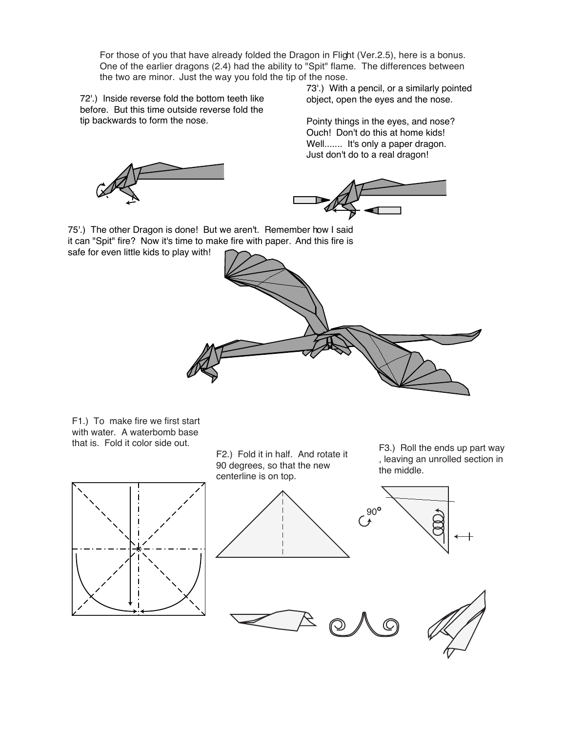For those of you that have already folded the Dragon in Flight (Ver.2.5), here is a bonus. One of the earlier dragons (2.4) had the ability to "Spit" flame. The differences between the two are minor. Just the way you fold the tip of the nose.

72'.) Inside reverse fold the bottom teeth like before. But this time outside reverse fold the tip backwards to form the nose.

73'.) With a pencil, or a similarly pointed object, open the eyes and the nose.

Pointy things in the eyes, and nose? Ouch! Don't do this at home kids! Well....... It's only a paper dragon. Just don't do to a real dragon!

75'.) The other Dragon is done! But we aren't. Remember how I said it can "Spit" fire? Now it's time to make fire with paper. And this fire is safe for even little kids to play with!

F1.) To make fire we first start with water. A waterbomb base that is. Fold it color side out.

F2.) Fold it in half. And rotate it 90 degrees, so that the new centerline is on top.

F3.) Roll the ends up part way, leaving an unrolled section in the middle.

90°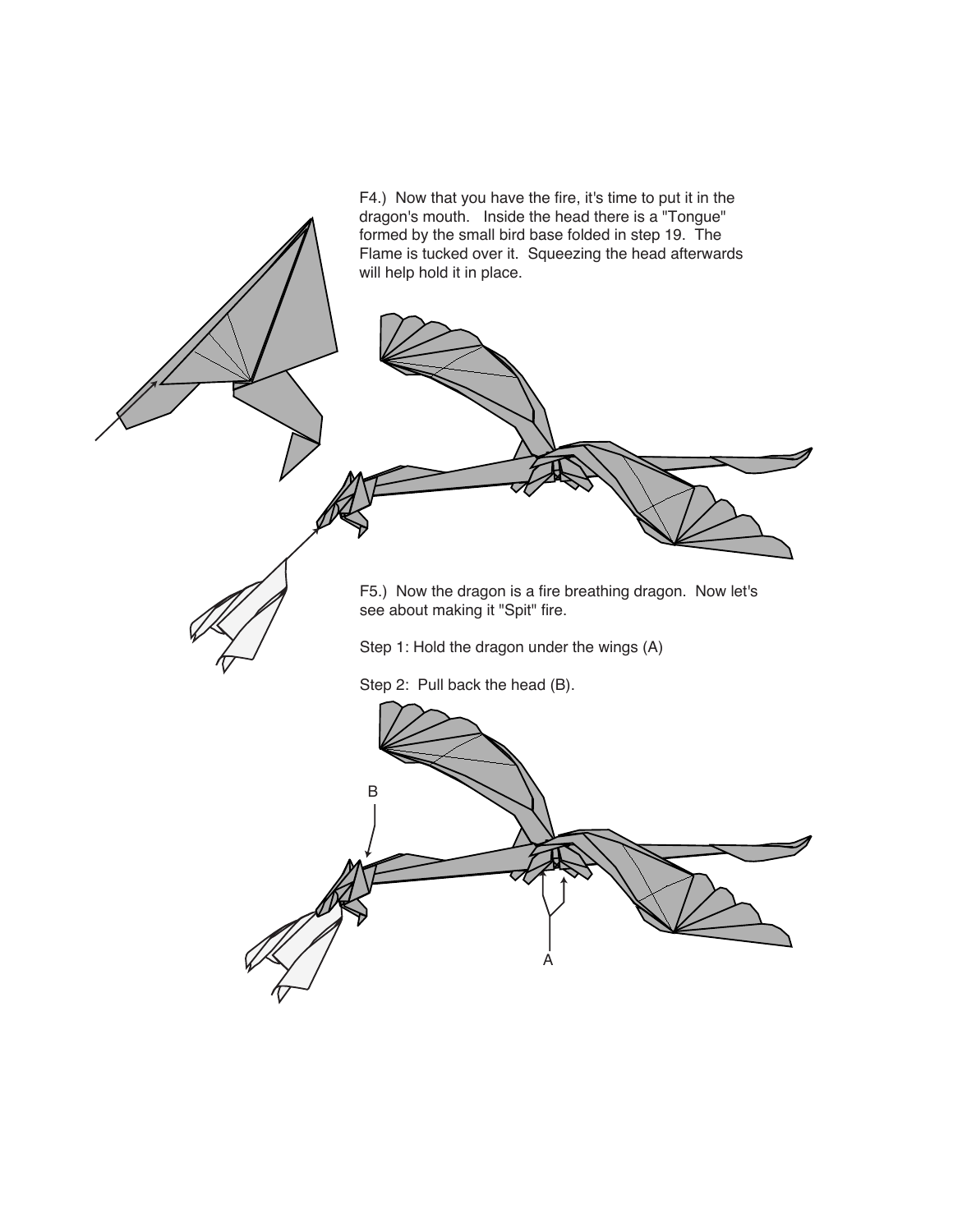F4.) Now that you have the fire, it's time to put it in the dragon's mouth. Inside the head there is a "Tongue" formed by the small bird base folded in step 19. The Flame is tucked over it. Squeezing the head afterwards will help hold it in place.

F5.) Now the dragon is a fire breathing dragon. Now let's see about making it "Spit" fire.

Step 1: Hold the dragon under the wings (A)

Step 2: Pull back the head (B).

B

A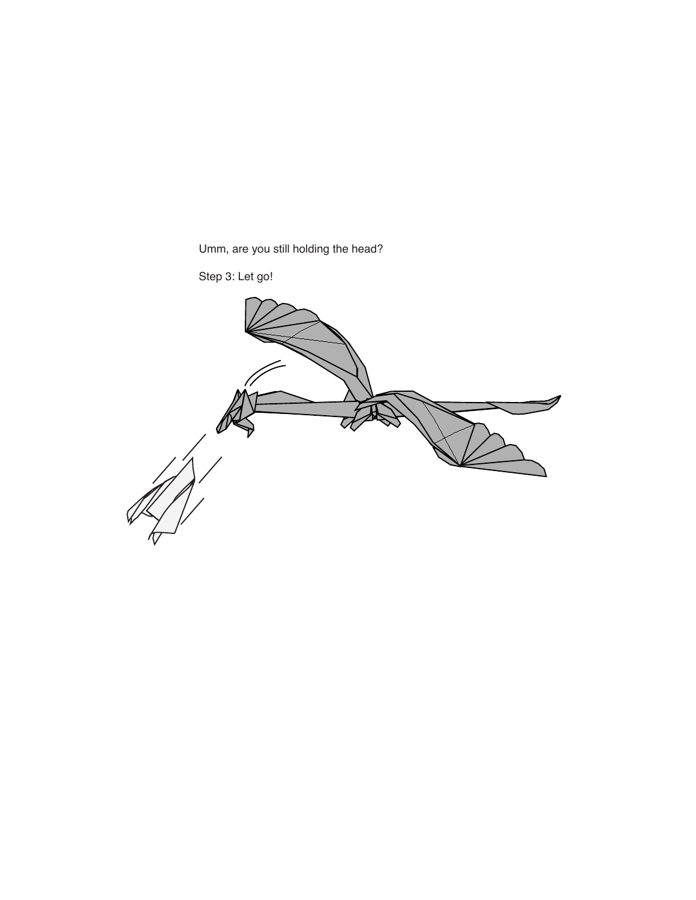Umm, are you still holding the head?

Step 3: Let go!